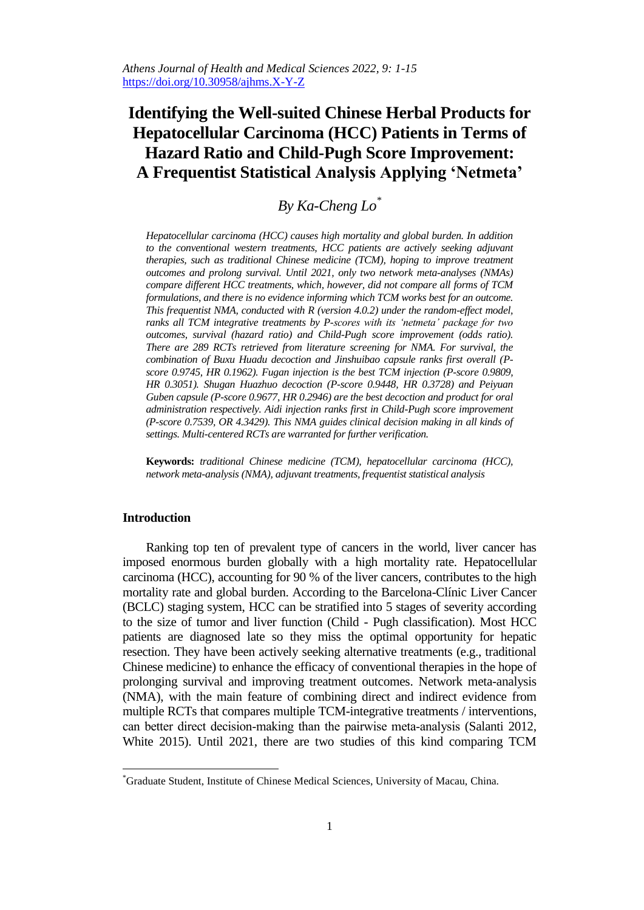# Identifying the Well-suited Chinese Herbal Products for Hepatocellular Carcinoma (HCC) Patients in Terms of Hazard Ratio and Child-Pugh Score Improvement: A Frequentist Statistical Analysis Applying 'Netmeta'

*By Ka-Cheng Lo*[*]

*Hepatocellular carcinoma (HCC) causes high mortality and global burden. In addition to the conventional western treatments, HCC patients are actively seeking adjuvant therapies, such as traditional Chinese medicine (TCM), hoping to improve treatment outcomes and prolong survival. Until 2021, only two network meta-analyses (NMAs) compare different HCC treatments, which, however, did not compare all forms of TCM formulations, and there is no evidence informing which TCM works best for an outcome. This frequentist NMA, conducted with R (version 4.0.2) under the random-effect model, ranks all TCM integrative treatments by P-scores with its 'netmeta' package for two outcomes, survival (hazard ratio) and Child-Pugh score improvement (odds ratio). There are 289 RCTs retrieved from literature screening for NMA. For survival, the combination of Buxu Huadu decoction and Jinshuibao capsule ranks first overall (P-score 0.9745, HR 0.1962). Fugan injection is the best TCM injection (P-score 0.9809, HR 0.3051). Shugan Huazhuo decoction (P-score 0.9448, HR 0.3728) and Peiyuan Guben capsule (P-score 0.9677, HR 0.2946) are the best decoction and product for oral administration respectively. Aidi injection ranks first in Child-Pugh score improvement (P-score 0.7539, OR 4.3429). This NMA guides clinical decision making in all kinds of settings. Multi-centered RCTs are warranted for further verification.*

**Keywords:** *traditional Chinese medicine (TCM), hepatocellular carcinoma (HCC), network meta-analysis (NMA), adjuvant treatments, frequentist statistical analysis*

## Introduction

Ranking top ten of prevalent type of cancers in the world, liver cancer has imposed enormous burden globally with a high mortality rate. Hepatocellular carcinoma (HCC), accounting for 90 % of the liver cancers, contributes to the high mortality rate and global burden. According to the Barcelona-Clínic Liver Cancer (BCLC) staging system, HCC can be stratified into 5 stages of severity according to the size of tumor and liver function (Child - Pugh classification). Most HCC patients are diagnosed late so they miss the optimal opportunity for hepatic resection. They have been actively seeking alternative treatments (e.g., traditional Chinese medicine) to enhance the efficacy of conventional therapies in the hope of prolonging survival and improving treatment outcomes. Network meta-analysis (NMA), with the main feature of combining direct and indirect evidence from multiple RCTs that compares multiple TCM-integrative treatments / interventions, can better direct decision-making than the pairwise meta-analysis (Salanti 2012, White 2015). Until 2021, there are two studies of this kind comparing TCM

[*]Graduate Student, Institute of Chinese Medical Sciences, University of Macau, China.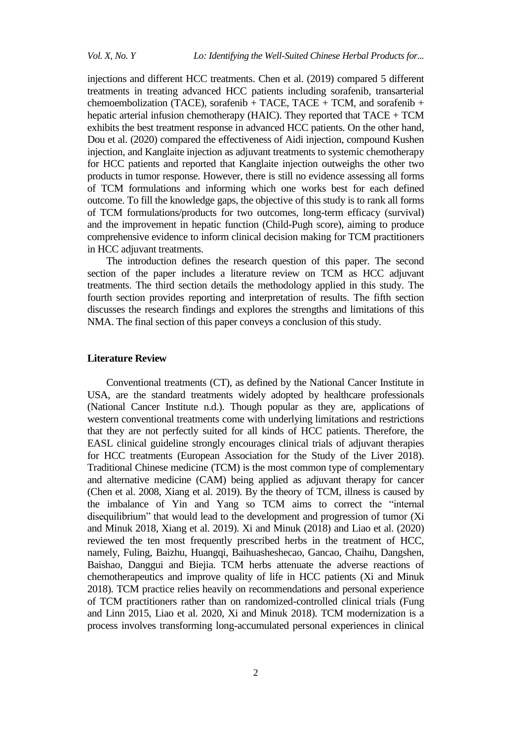injections and different HCC treatments. Chen et al. (2019) compared 5 different treatments in treating advanced HCC patients including sorafenib, transarterial chemoembolization (TACE), sorafenib + TACE, TACE + TCM, and sorafenib + hepatic arterial infusion chemotherapy (HAIC). They reported that TACE + TCM exhibits the best treatment response in advanced HCC patients. On the other hand, Dou et al. (2020) compared the effectiveness of Aidi injection, compound Kushen injection, and Kanglaite injection as adjuvant treatments to systemic chemotherapy for HCC patients and reported that Kanglaite injection outweighs the other two products in tumor response. However, there is still no evidence assessing all forms of TCM formulations and informing which one works best for each defined outcome. To fill the knowledge gaps, the objective of this study is to rank all forms of TCM formulations/products for two outcomes, long-term efficacy (survival) and the improvement in hepatic function (Child-Pugh score), aiming to produce comprehensive evidence to inform clinical decision making for TCM practitioners in HCC adjuvant treatments.

The introduction defines the research question of this paper. The second section of the paper includes a literature review on TCM as HCC adjuvant treatments. The third section details the methodology applied in this study. The fourth section provides reporting and interpretation of results. The fifth section discusses the research findings and explores the strengths and limitations of this NMA. The final section of this paper conveys a conclusion of this study.

## Literature Review

Conventional treatments (CT), as defined by the National Cancer Institute in USA, are the standard treatments widely adopted by healthcare professionals (National Cancer Institute n.d.). Though popular as they are, applications of western conventional treatments come with underlying limitations and restrictions that they are not perfectly suited for all kinds of HCC patients. Therefore, the EASL clinical guideline strongly encourages clinical trials of adjuvant therapies for HCC treatments (European Association for the Study of the Liver 2018). Traditional Chinese medicine (TCM) is the most common type of complementary and alternative medicine (CAM) being applied as adjuvant therapy for cancer (Chen et al. 2008, Xiang et al. 2019). By the theory of TCM, illness is caused by the imbalance of Yin and Yang so TCM aims to correct the "internal disequilibrium" that would lead to the development and progression of tumor (Xi and Minuk 2018, Xiang et al. 2019). Xi and Minuk (2018) and Liao et al. (2020) reviewed the ten most frequently prescribed herbs in the treatment of HCC, namely, Fuling, Baizhu, Huangqi, Baihuasheshecao, Gancao, Chaihu, Dangshen, Baishao, Danggui and Biejia. TCM herbs attenuate the adverse reactions of chemotherapeutics and improve quality of life in HCC patients (Xi and Minuk 2018). TCM practice relies heavily on recommendations and personal experience of TCM practitioners rather than on randomized-controlled clinical trials (Fung and Linn 2015, Liao et al. 2020, Xi and Minuk 2018). TCM modernization is a process involves transforming long-accumulated personal experiences in clinical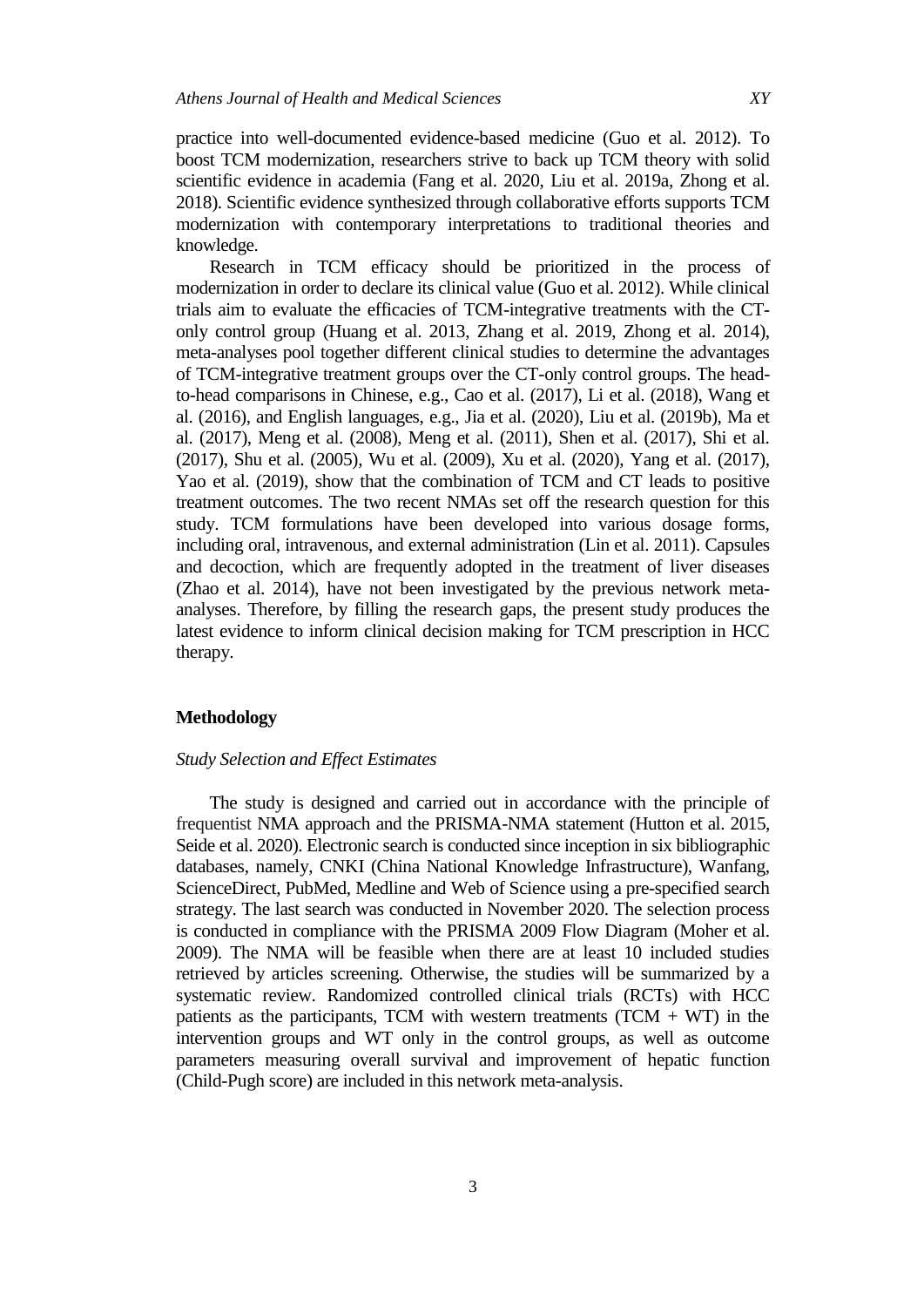practice into well-documented evidence-based medicine (Guo et al. 2012). To boost TCM modernization, researchers strive to back up TCM theory with solid scientific evidence in academia (Fang et al. 2020, Liu et al. 2019a, Zhong et al. 2018). Scientific evidence synthesized through collaborative efforts supports TCM modernization with contemporary interpretations to traditional theories and knowledge.

Research in TCM efficacy should be prioritized in the process of modernization in order to declare its clinical value (Guo et al. 2012). While clinical trials aim to evaluate the efficacies of TCM-integrative treatments with the CT-only control group (Huang et al. 2013, Zhang et al. 2019, Zhong et al. 2014), meta-analyses pool together different clinical studies to determine the advantages of TCM-integrative treatment groups over the CT-only control groups. The head-to-head comparisons in Chinese, e.g., Cao et al. (2017), Li et al. (2018), Wang et al. (2016), and English languages, e.g., Jia et al. (2020), Liu et al. (2019b), Ma et al. (2017), Meng et al. (2008), Meng et al. (2011), Shen et al. (2017), Shi et al. (2017), Shu et al. (2005), Wu et al. (2009), Xu et al. (2020), Yang et al. (2017), Yao et al. (2019), show that the combination of TCM and CT leads to positive treatment outcomes. The two recent NMAs set off the research question for this study. TCM formulations have been developed into various dosage forms, including oral, intravenous, and external administration (Lin et al. 2011). Capsules and decoction, which are frequently adopted in the treatment of liver diseases (Zhao et al. 2014), have not been investigated by the previous network meta-analyses. Therefore, by filling the research gaps, the present study produces the latest evidence to inform clinical decision making for TCM prescription in HCC therapy.

## Methodology

### *Study Selection and Effect Estimates*

The study is designed and carried out in accordance with the principle of frequentist NMA approach and the PRISMA-NMA statement (Hutton et al. 2015, Seide et al. 2020). Electronic search is conducted since inception in six bibliographic databases, namely, CNKI (China National Knowledge Infrastructure), Wanfang, ScienceDirect, PubMed, Medline and Web of Science using a pre-specified search strategy. The last search was conducted in November 2020. The selection process is conducted in compliance with the PRISMA 2009 Flow Diagram (Moher et al. 2009). The NMA will be feasible when there are at least 10 included studies retrieved by articles screening. Otherwise, the studies will be summarized by a systematic review. Randomized controlled clinical trials (RCTs) with HCC patients as the participants, TCM with western treatments (TCM + WT) in the intervention groups and WT only in the control groups, as well as outcome parameters measuring overall survival and improvement of hepatic function (Child-Pugh score) are included in this network meta-analysis.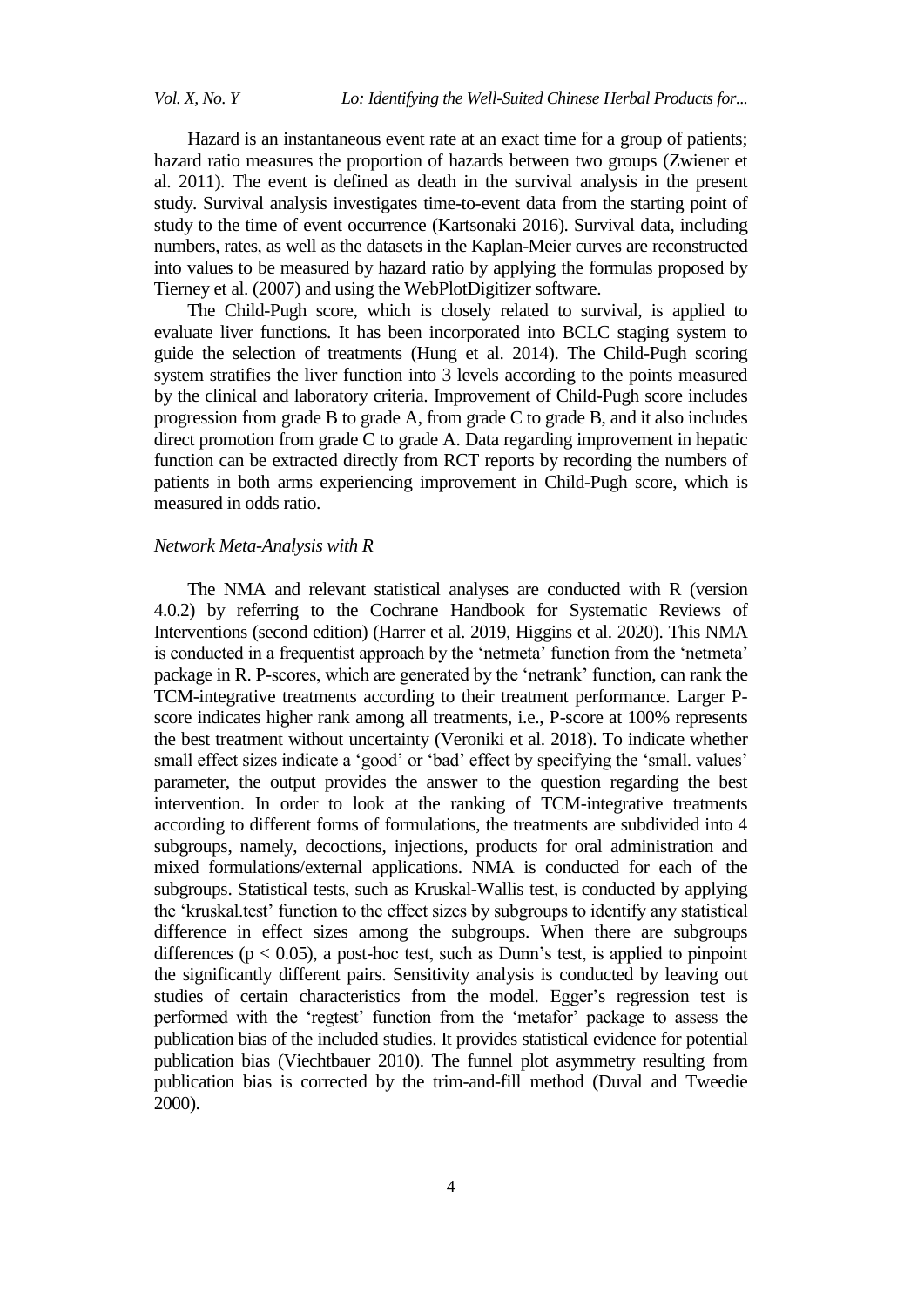Hazard is an instantaneous event rate at an exact time for a group of patients; hazard ratio measures the proportion of hazards between two groups (Zwiener et al. 2011). The event is defined as death in the survival analysis in the present study. Survival analysis investigates time-to-event data from the starting point of study to the time of event occurrence (Kartsonaki 2016). Survival data, including numbers, rates, as well as the datasets in the Kaplan-Meier curves are reconstructed into values to be measured by hazard ratio by applying the formulas proposed by Tierney et al. (2007) and using the WebPlotDigitizer software.

The Child-Pugh score, which is closely related to survival, is applied to evaluate liver functions. It has been incorporated into BCLC staging system to guide the selection of treatments (Hung et al. 2014). The Child-Pugh scoring system stratifies the liver function into 3 levels according to the points measured by the clinical and laboratory criteria. Improvement of Child-Pugh score includes progression from grade B to grade A, from grade C to grade B, and it also includes direct promotion from grade C to grade A. Data regarding improvement in hepatic function can be extracted directly from RCT reports by recording the numbers of patients in both arms experiencing improvement in Child-Pugh score, which is measured in odds ratio.

*Network Meta-Analysis with R*

The NMA and relevant statistical analyses are conducted with R (version 4.0.2) by referring to the Cochrane Handbook for Systematic Reviews of Interventions (second edition) (Harrer et al. 2019, Higgins et al. 2020). This NMA is conducted in a frequentist approach by the 'netmeta' function from the 'netmeta' package in R. P-scores, which are generated by the 'netrank' function, can rank the TCM-integrative treatments according to their treatment performance. Larger P-score indicates higher rank among all treatments, i.e., P-score at 100% represents the best treatment without uncertainty (Veroniki et al. 2018). To indicate whether small effect sizes indicate a 'good' or 'bad' effect by specifying the 'small. values' parameter, the output provides the answer to the question regarding the best intervention. In order to look at the ranking of TCM-integrative treatments according to different forms of formulations, the treatments are subdivided into 4 subgroups, namely, decoctions, injections, products for oral administration and mixed formulations/external applications. NMA is conducted for each of the subgroups. Statistical tests, such as Kruskal-Wallis test, is conducted by applying the 'kruskal.test' function to the effect sizes by subgroups to identify any statistical difference in effect sizes among the subgroups. When there are subgroups differences ($p < 0.05$), a post-hoc test, such as Dunn's test, is applied to pinpoint the significantly different pairs. Sensitivity analysis is conducted by leaving out studies of certain characteristics from the model. Egger's regression test is performed with the 'regtest' function from the 'metafor' package to assess the publication bias of the included studies. It provides statistical evidence for potential publication bias (Viechtbauer 2010). The funnel plot asymmetry resulting from publication bias is corrected by the trim-and-fill method (Duval and Tweedie 2000).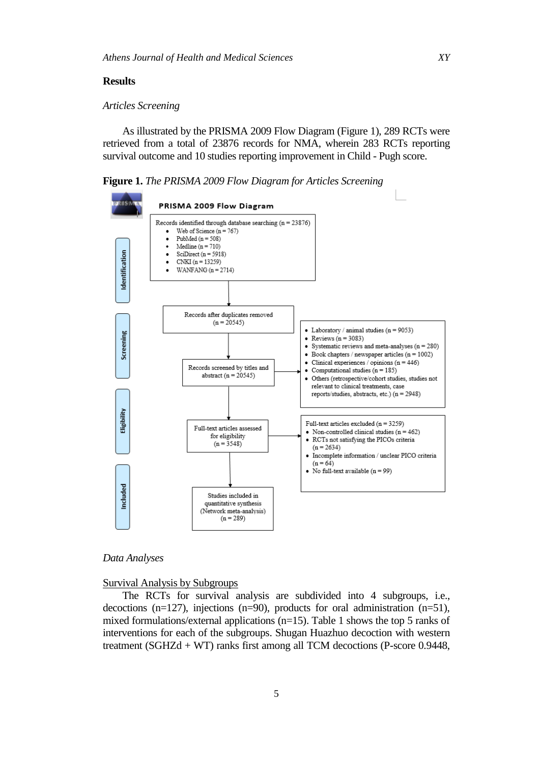## Results

### *Articles Screening*

As illustrated by the PRISMA 2009 Flow Diagram (Figure 1), 289 RCTs were retrieved from a total of 23876 records for NMA, wherein 283 RCTs reporting survival outcome and 10 studies reporting improvement in Child - Pugh score.

**Figure 1.** *The PRISMA 2009 Flow Diagram for Articles Screening*

**PRISMA 2009 Flow Diagram**

**Identification**

Records identified through database searching (n = 23876)
- Web of Science (n = 767)
- PubMed (n = 508)
- Medline (n = 710)
- SciDirect (n = 5918)
- CNKI (n = 13259)
- WANFANG (n = 2714)

**Screening**

Records after duplicates removed (n = 20545)

Records screened by titles and abstract (n = 20545)

- Laboratory / animal studies (n = 9053)
- Reviews (n = 3083)
- Systematic reviews and meta-analyses (n = 280)
- Book chapters / newspaper articles (n = 1002)
- Clinical experiences / opinions (n = 446)
- Computational studies (n = 185)
- Others (retrospective/cohort studies, studies not relevant to clinical treatments, case reports/studies, abstracts, etc.) (n = 2948)

**Eligibility**

Full-text articles assessed for eligibility (n = 3548)

Full-text articles excluded (n = 3259)
- Non-controlled clinical studies (n = 462)
- RCTs not satisfying the PICOs criteria (n = 2634)
- Incomplete information / unclear PICO criteria (n = 64)
- No full-text available (n = 99)

**Included**

Studies included in quantitative synthesis (Network meta-analysis) (n = 289)

### *Data Analyses*

<u>Survival Analysis by Subgroups</u>

The RCTs for survival analysis are subdivided into 4 subgroups, i.e., decoctions (n=127), injections (n=90), products for oral administration (n=51), mixed formulations/external applications (n=15). Table 1 shows the top 5 ranks of interventions for each of the subgroups. Shugan Huazhuo decoction with western treatment (SGHZd + WT) ranks first among all TCM decoctions (P-score 0.9448,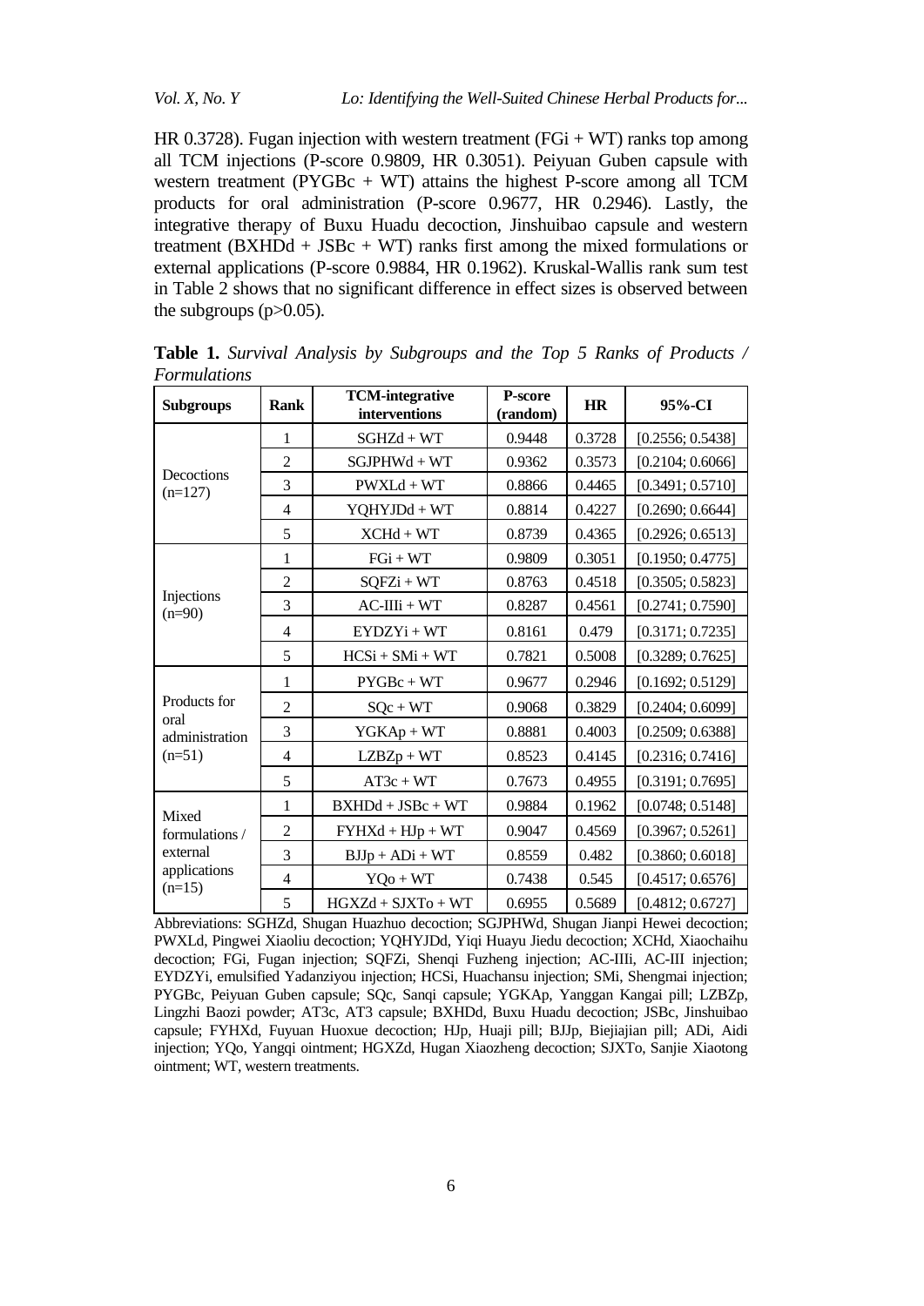HR 0.3728). Fugan injection with western treatment (FGi + WT) ranks top among all TCM injections (P-score 0.9809, HR 0.3051). Peiyuan Guben capsule with western treatment (PYGBc + WT) attains the highest P-score among all TCM products for oral administration (P-score 0.9677, HR 0.2946). Lastly, the integrative therapy of Buxu Huadu decoction, Jinshuibao capsule and western treatment (BXHDd + JSBc + WT) ranks first among the mixed formulations or external applications (P-score 0.9884, HR 0.1962). Kruskal-Wallis rank sum test in Table 2 shows that no significant difference in effect sizes is observed between the subgroups (p>0.05).

**Table 1.** *Survival Analysis by Subgroups and the Top 5 Ranks of Products / Formulations*

| Subgroups | Rank | TCM-integrative interventions | P-score (random) | HR | 95%-CI |
|---|---|---|---|---|---|
| Decoctions (n=127) | 1 | SGHZd + WT | 0.9448 | 0.3728 | [0.2556; 0.5438] |
| | 2 | SGJPHWd + WT | 0.9362 | 0.3573 | [0.2104; 0.6066] |
| | 3 | PWXLd + WT | 0.8866 | 0.4465 | [0.3491; 0.5710] |
| | 4 | YQHYJDd + WT | 0.8814 | 0.4227 | [0.2690; 0.6644] |
| | 5 | XCHd + WT | 0.8739 | 0.4365 | [0.2926; 0.6513] |
| Injections (n=90) | 1 | FGi + WT | 0.9809 | 0.3051 | [0.1950; 0.4775] |
| | 2 | SQFZi + WT | 0.8763 | 0.4518 | [0.3505; 0.5823] |
| | 3 | AC-IIIi + WT | 0.8287 | 0.4561 | [0.2741; 0.7590] |
| | 4 | EYDZYi + WT | 0.8161 | 0.479 | [0.3171; 0.7235] |
| | 5 | HCSi + SMi + WT | 0.7821 | 0.5008 | [0.3289; 0.7625] |
| Products for oral administration (n=51) | 1 | PYGBc + WT | 0.9677 | 0.2946 | [0.1692; 0.5129] |
| | 2 | SQc + WT | 0.9068 | 0.3829 | [0.2404; 0.6099] |
| | 3 | YGKAp + WT | 0.8881 | 0.4003 | [0.2509; 0.6388] |
| | 4 | LZBZp + WT | 0.8523 | 0.4145 | [0.2316; 0.7416] |
| | 5 | AT3c + WT | 0.7673 | 0.4955 | [0.3191; 0.7695] |
| Mixed formulations / external applications (n=15) | 1 | BXHDd + JSBc + WT | 0.9884 | 0.1962 | [0.0748; 0.5148] |
| | 2 | FYHXd + HJp + WT | 0.9047 | 0.4569 | [0.3967; 0.5261] |
| | 3 | BJJp + ADi + WT | 0.8559 | 0.482 | [0.3860; 0.6018] |
| | 4 | YQo + WT | 0.7438 | 0.545 | [0.4517; 0.6576] |
| | 5 | HGXZd + SJXTo + WT | 0.6955 | 0.5689 | [0.4812; 0.6727] |

Abbreviations: SGHZd, Shugan Huazhuo decoction; SGJPHWd, Shugan Jianpi Hewei decoction; PWXLd, Pingwei Xiaoliu decoction; YQHYJDd, Yiqi Huayu Jiedu decoction; XCHd, Xiaochaihu decoction; FGi, Fugan injection; SQFZi, Shenqi Fuzheng injection; AC-IIIi, AC-III injection; EYDZYi, emulsified Yadanziyou injection; HCSi, Huachansu injection; SMi, Shengmai injection; PYGBc, Peiyuan Guben capsule; SQc, Sanqi capsule; YGKAp, Yanggan Kangai pill; LZBZp, Lingzhi Baozi powder; AT3c, AT3 capsule; BXHDd, Buxu Huadu decoction; JSBc, Jinshuibao capsule; FYHXd, Fuyuan Huoxue decoction; HJp, Huaji pill; BJJp, Biejiajian pill; ADi, Aidi injection; YQo, Yangqi ointment; HGXZd, Hugan Xiaozheng decoction; SJXTo, Sanjie Xiaotong ointment; WT, western treatments.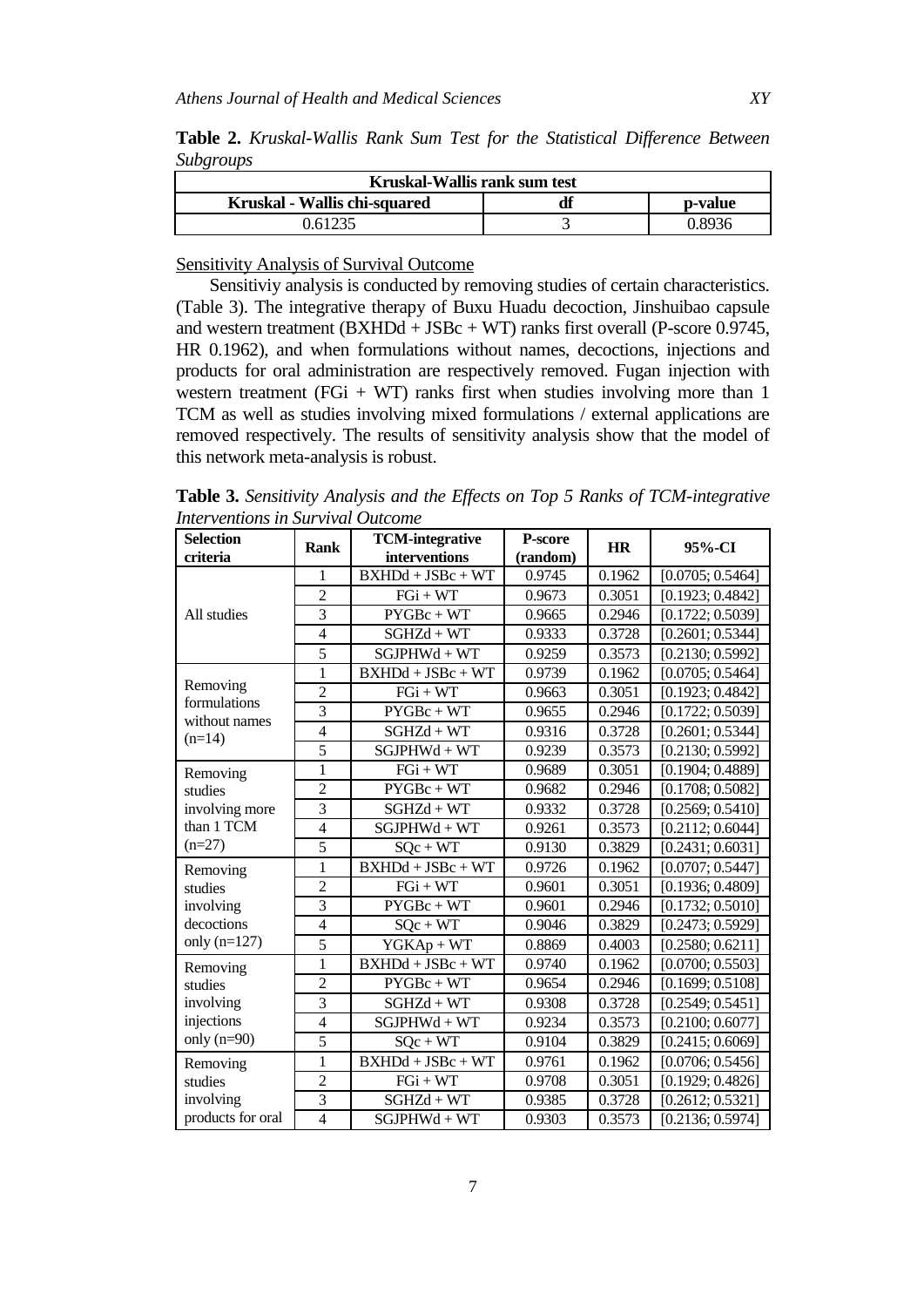**Table 2.** *Kruskal-Wallis Rank Sum Test for the Statistical Difference Between Subgroups*

| Kruskal-Wallis rank sum test | | |
|---|---|---|
| **Kruskal - Wallis chi-squared** | **df** | **p-value** |
| 0.61235 | 3 | 0.8936 |

Sensitivity Analysis of Survival Outcome

Sensitiviy analysis is conducted by removing studies of certain characteristics. (Table 3). The integrative therapy of Buxu Huadu decoction, Jinshuibao capsule and western treatment (BXHDd + JSBc + WT) ranks first overall (P-score 0.9745, HR 0.1962), and when formulations without names, decoctions, injections and products for oral administration are respectively removed. Fugan injection with western treatment (FGi + WT) ranks first when studies involving more than 1 TCM as well as studies involving mixed formulations / external applications are removed respectively. The results of sensitivity analysis show that the model of this network meta-analysis is robust.

**Table 3.** *Sensitivity Analysis and the Effects on Top 5 Ranks of TCM-integrative Interventions in Survival Outcome*

| Selection criteria | Rank | TCM-integrative interventions | P-score (random) | HR | 95%-CI |
|---|---|---|---|---|---|
| All studies | 1 | BXHDd + JSBc + WT | 0.9745 | 0.1962 | [0.0705; 0.5464] |
| | 2 | FGi + WT | 0.9673 | 0.3051 | [0.1923; 0.4842] |
| | 3 | PYGBc + WT | 0.9665 | 0.2946 | [0.1722; 0.5039] |
| | 4 | SGHZd + WT | 0.9333 | 0.3728 | [0.2601; 0.5344] |
| | 5 | SGJPHWd + WT | 0.9259 | 0.3573 | [0.2130; 0.5992] |
| Removing formulations without names (n=14) | 1 | BXHDd + JSBc + WT | 0.9739 | 0.1962 | [0.0705; 0.5464] |
| | 2 | FGi + WT | 0.9663 | 0.3051 | [0.1923; 0.4842] |
| | 3 | PYGBc + WT | 0.9655 | 0.2946 | [0.1722; 0.5039] |
| | 4 | SGHZd + WT | 0.9316 | 0.3728 | [0.2601; 0.5344] |
| | 5 | SGJPHWd + WT | 0.9239 | 0.3573 | [0.2130; 0.5992] |
| Removing studies involving more than 1 TCM (n=27) | 1 | FGi + WT | 0.9689 | 0.3051 | [0.1904; 0.4889] |
| | 2 | PYGBc + WT | 0.9682 | 0.2946 | [0.1708; 0.5082] |
| | 3 | SGHZd + WT | 0.9332 | 0.3728 | [0.2569; 0.5410] |
| | 4 | SGJPHWd + WT | 0.9261 | 0.3573 | [0.2112; 0.6044] |
| | 5 | SQc + WT | 0.9130 | 0.3829 | [0.2431; 0.6031] |
| Removing studies involving decoctions only (n=127) | 1 | BXHDd + JSBc + WT | 0.9726 | 0.1962 | [0.0707; 0.5447] |
| | 2 | FGi + WT | 0.9601 | 0.3051 | [0.1936; 0.4809] |
| | 3 | PYGBc + WT | 0.9601 | 0.2946 | [0.1732; 0.5010] |
| | 4 | SQc + WT | 0.9046 | 0.3829 | [0.2473; 0.5929] |
| | 5 | YGKAp + WT | 0.8869 | 0.4003 | [0.2580; 0.6211] |
| Removing studies involving injections only (n=90) | 1 | BXHDd + JSBc + WT | 0.9740 | 0.1962 | [0.0700; 0.5503] |
| | 2 | PYGBc + WT | 0.9654 | 0.2946 | [0.1699; 0.5108] |
| | 3 | SGHZd + WT | 0.9308 | 0.3728 | [0.2549; 0.5451] |
| | 4 | SGJPHWd + WT | 0.9234 | 0.3573 | [0.2100; 0.6077] |
| | 5 | SQc + WT | 0.9104 | 0.3829 | [0.2415; 0.6069] |
| Removing studies involving products for oral | 1 | BXHDd + JSBc + WT | 0.9761 | 0.1962 | [0.0706; 0.5456] |
| | 2 | FGi + WT | 0.9708 | 0.3051 | [0.1929; 0.4826] |
| | 3 | SGHZd + WT | 0.9385 | 0.3728 | [0.2612; 0.5321] |
| | 4 | SGJPHWd + WT | 0.9303 | 0.3573 | [0.2136; 0.5974] |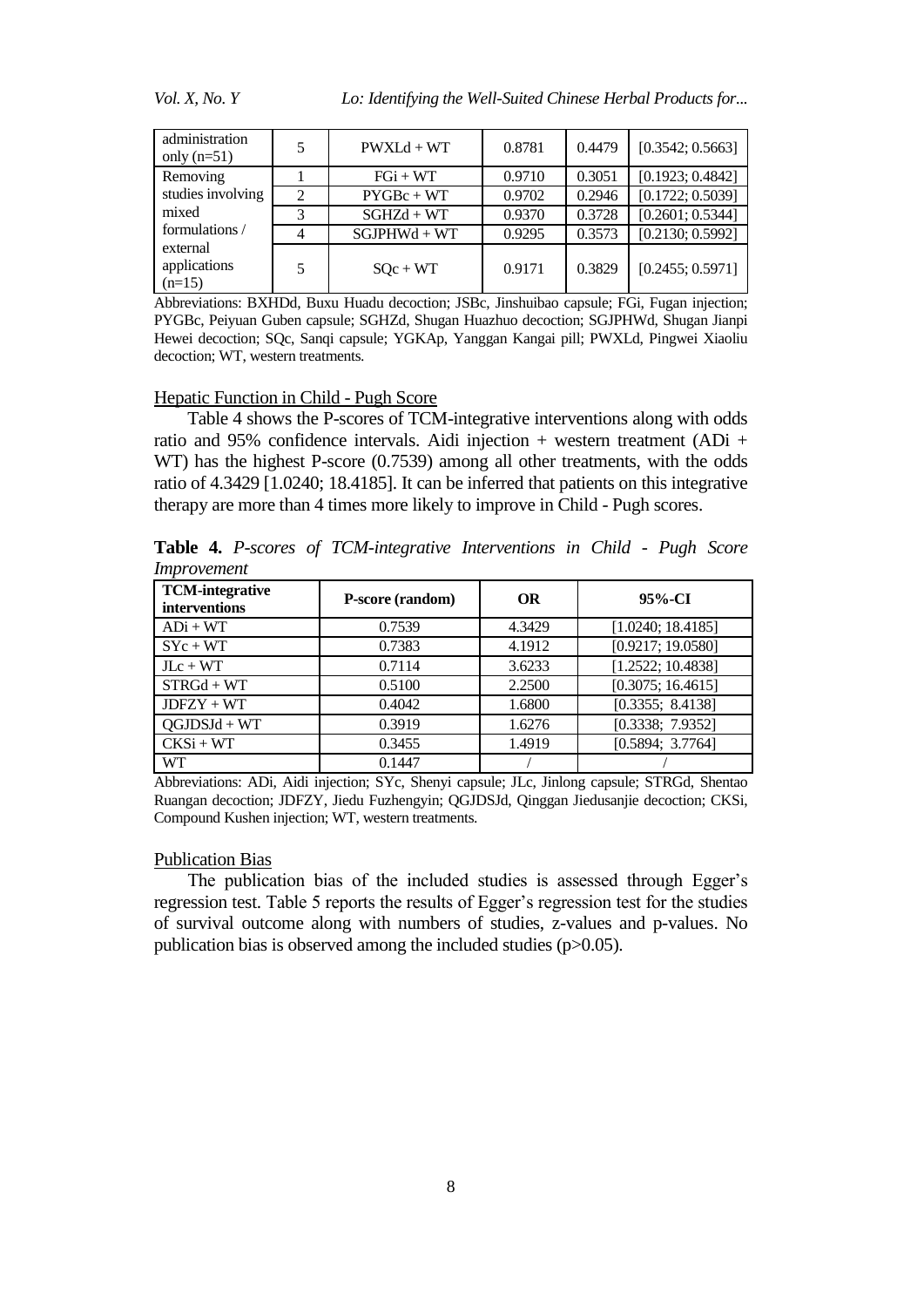| administration only (n=51) | 5 | PWXLd + WT | 0.8781 | 0.4479 | [0.3542; 0.5663] |
|---|---|---|---|---|---|
| Removing studies involving mixed formulations / external applications (n=15) | 1 | FGi + WT | 0.9710 | 0.3051 | [0.1923; 0.4842] |
| | 2 | PYGBc + WT | 0.9702 | 0.2946 | [0.1722; 0.5039] |
| | 3 | SGHZd + WT | 0.9370 | 0.3728 | [0.2601; 0.5344] |
| | 4 | SGJPHWd + WT | 0.9295 | 0.3573 | [0.2130; 0.5992] |
| | 5 | SQc + WT | 0.9171 | 0.3829 | [0.2455; 0.5971] |

Abbreviations: BXHDd, Buxu Huadu decoction; JSBc, Jinshuibao capsule; FGi, Fugan injection; PYGBc, Peiyuan Guben capsule; SGHZd, Shugan Huazhuo decoction; SGJPHWd, Shugan Jianpi Hewei decoction; SQc, Sanqi capsule; YGKAp, Yanggan Kangai pill; PWXLd, Pingwei Xiaoliu decoction; WT, western treatments.

## Hepatic Function in Child - Pugh Score

Table 4 shows the P-scores of TCM-integrative interventions along with odds ratio and 95% confidence intervals. Aidi injection + western treatment (ADi + WT) has the highest P-score (0.7539) among all other treatments, with the odds ratio of 4.3429 [1.0240; 18.4185]. It can be inferred that patients on this integrative therapy are more than 4 times more likely to improve in Child - Pugh scores.

**Table 4.** *P-scores of TCM-integrative Interventions in Child - Pugh Score Improvement*

| TCM-integrative interventions | P-score (random) | OR | 95%-CI |
|---|---|---|---|
| ADi + WT | 0.7539 | 4.3429 | [1.0240; 18.4185] |
| SYc + WT | 0.7383 | 4.1912 | [0.9217; 19.0580] |
| JLc + WT | 0.7114 | 3.6233 | [1.2522; 10.4838] |
| STRGd + WT | 0.5100 | 2.2500 | [0.3075; 16.4615] |
| JDFZY + WT | 0.4042 | 1.6800 | [0.3355; 8.4138] |
| QGJDSJd + WT | 0.3919 | 1.6276 | [0.3338; 7.9352] |
| CKSi + WT | 0.3455 | 1.4919 | [0.5894; 3.7764] |
| WT | 0.1447 | / | / |

Abbreviations: ADi, Aidi injection; SYc, Shenyi capsule; JLc, Jinlong capsule; STRGd, Shentao Ruangan decoction; JDFZY, Jiedu Fuzhengyin; QGJDSJd, Qinggan Jiedusanjie decoction; CKSi, Compound Kushen injection; WT, western treatments.

## Publication Bias

The publication bias of the included studies is assessed through Egger's regression test. Table 5 reports the results of Egger's regression test for the studies of survival outcome along with numbers of studies, z-values and p-values. No publication bias is observed among the included studies ($p>0.05$).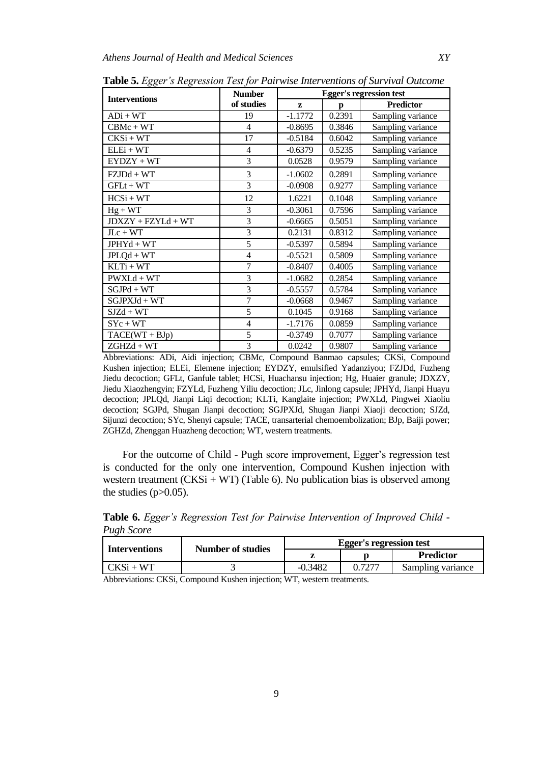**Table 5.** *Egger's Regression Test for Pairwise Interventions of Survival Outcome*

| Interventions | Number of studies | Egger's regression test | | |
|---|---|---|---|---|
| | | z | p | Predictor |
| ADi + WT | 19 | -1.1772 | 0.2391 | Sampling variance |
| CBMc + WT | 4 | -0.8695 | 0.3846 | Sampling variance |
| CKSi + WT | 17 | -0.5184 | 0.6042 | Sampling variance |
| ELEi + WT | 4 | -0.6379 | 0.5235 | Sampling variance |
| EYDZY + WT | 3 | 0.0528 | 0.9579 | Sampling variance |
| FZJDd + WT | 3 | -1.0602 | 0.2891 | Sampling variance |
| GFLt + WT | 3 | -0.0908 | 0.9277 | Sampling variance |
| HCSi + WT | 12 | 1.6221 | 0.1048 | Sampling variance |
| Hg + WT | 3 | -0.3061 | 0.7596 | Sampling variance |
| JDXZY + FZYLd + WT | 3 | -0.6665 | 0.5051 | Sampling variance |
| JLc + WT | 3 | 0.2131 | 0.8312 | Sampling variance |
| JPHYd + WT | 5 | -0.5397 | 0.5894 | Sampling variance |
| JPLQd + WT | 4 | -0.5521 | 0.5809 | Sampling variance |
| KLTi + WT | 7 | -0.8407 | 0.4005 | Sampling variance |
| PWXLd + WT | 3 | -1.0682 | 0.2854 | Sampling variance |
| SGJPd + WT | 3 | -0.5557 | 0.5784 | Sampling variance |
| SGJPXJd + WT | 7 | -0.0668 | 0.9467 | Sampling variance |
| SJZd + WT | 5 | 0.1045 | 0.9168 | Sampling variance |
| SYc + WT | 4 | -1.7176 | 0.0859 | Sampling variance |
| TACE(WT + BJp) | 5 | -0.3749 | 0.7077 | Sampling variance |
| ZGHZd + WT | 3 | 0.0242 | 0.9807 | Sampling variance |

Abbreviations: ADi, Aidi injection; CBMc, Compound Banmao capsules; CKSi, Compound Kushen injection; ELEi, Elemene injection; EYDZY, emulsified Yadanziyou; FZJDd, Fuzheng Jiedu decoction; GFLt, Ganfule tablet; HCSi, Huachansu injection; Hg, Huaier granule; JDXZY, Jiedu Xiaozhengyin; FZYLd, Fuzheng Yiliu decoction; JLc, Jinlong capsule; JPHYd, Jianpi Huayu decoction; JPLQd, Jianpi Liqi decoction; KLTi, Kanglaite injection; PWXLd, Pingwei Xiaoliu decoction; SGJPd, Shugan Jianpi decoction; SGJPXJd, Shugan Jianpi Xiaoji decoction; SJZd, Sijunzi decoction; SYc, Shenyi capsule; TACE, transarterial chemoembolization; BJp, Baiji power; ZGHZd, Zhenggan Huazheng decoction; WT, western treatments.

For the outcome of Child - Pugh score improvement, Egger's regression test is conducted for the only one intervention, Compound Kushen injection with western treatment (CKSi + WT) (Table 6). No publication bias is observed among the studies ($p>0.05$).

**Table 6.** *Egger's Regression Test for Pairwise Intervention of Improved Child - Pugh Score*

| Interventions | Number of studies | Egger's regression test | | |
|---|---|---|---|---|
| | | z | p | Predictor |
| CKSi + WT | 3 | -0.3482 | 0.7277 | Sampling variance |

Abbreviations: CKSi, Compound Kushen injection; WT, western treatments.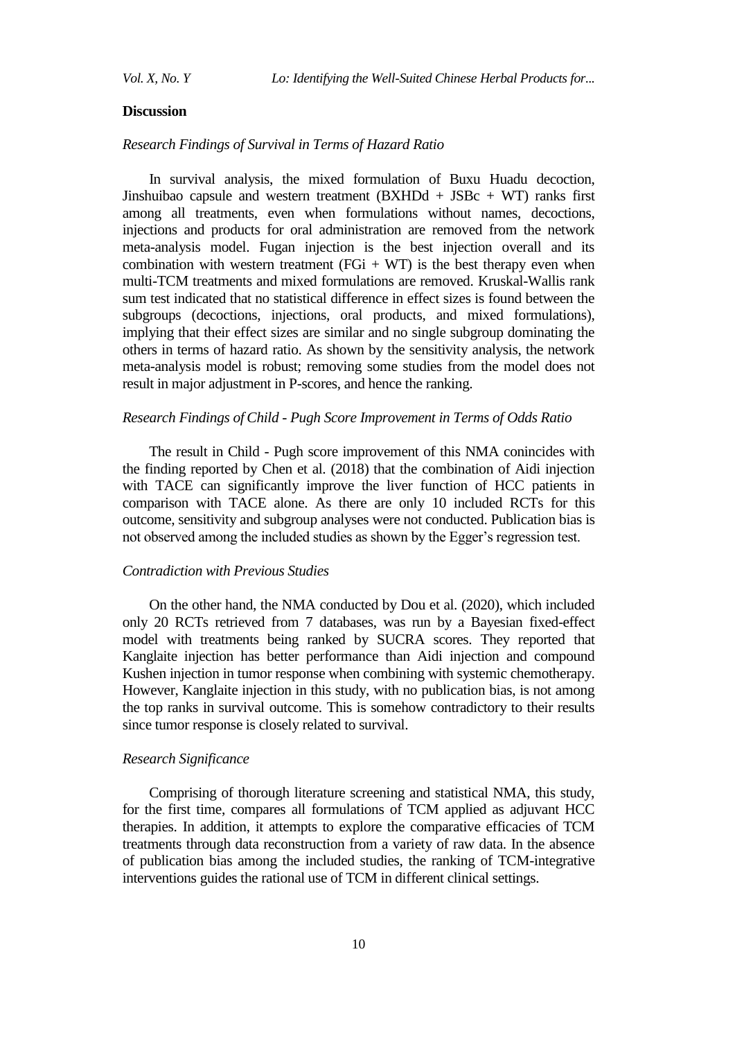## Discussion

### *Research Findings of Survival in Terms of Hazard Ratio*

In survival analysis, the mixed formulation of Buxu Huadu decoction, Jinshuibao capsule and western treatment (BXHDd + JSBc + WT) ranks first among all treatments, even when formulations without names, decoctions, injections and products for oral administration are removed from the network meta-analysis model. Fugan injection is the best injection overall and its combination with western treatment (FGi + WT) is the best therapy even when multi-TCM treatments and mixed formulations are removed. Kruskal-Wallis rank sum test indicated that no statistical difference in effect sizes is found between the subgroups (decoctions, injections, oral products, and mixed formulations), implying that their effect sizes are similar and no single subgroup dominating the others in terms of hazard ratio. As shown by the sensitivity analysis, the network meta-analysis model is robust; removing some studies from the model does not result in major adjustment in P-scores, and hence the ranking.

### *Research Findings of Child - Pugh Score Improvement in Terms of Odds Ratio*

The result in Child - Pugh score improvement of this NMA conincides with the finding reported by Chen et al. (2018) that the combination of Aidi injection with TACE can significantly improve the liver function of HCC patients in comparison with TACE alone. As there are only 10 included RCTs for this outcome, sensitivity and subgroup analyses were not conducted. Publication bias is not observed among the included studies as shown by the Egger's regression test.

### *Contradiction with Previous Studies*

On the other hand, the NMA conducted by Dou et al. (2020), which included only 20 RCTs retrieved from 7 databases, was run by a Bayesian fixed-effect model with treatments being ranked by SUCRA scores. They reported that Kanglaite injection has better performance than Aidi injection and compound Kushen injection in tumor response when combining with systemic chemotherapy. However, Kanglaite injection in this study, with no publication bias, is not among the top ranks in survival outcome. This is somehow contradictory to their results since tumor response is closely related to survival.

### *Research Significance*

Comprising of thorough literature screening and statistical NMA, this study, for the first time, compares all formulations of TCM applied as adjuvant HCC therapies. In addition, it attempts to explore the comparative efficacies of TCM treatments through data reconstruction from a variety of raw data. In the absence of publication bias among the included studies, the ranking of TCM-integrative interventions guides the rational use of TCM in different clinical settings.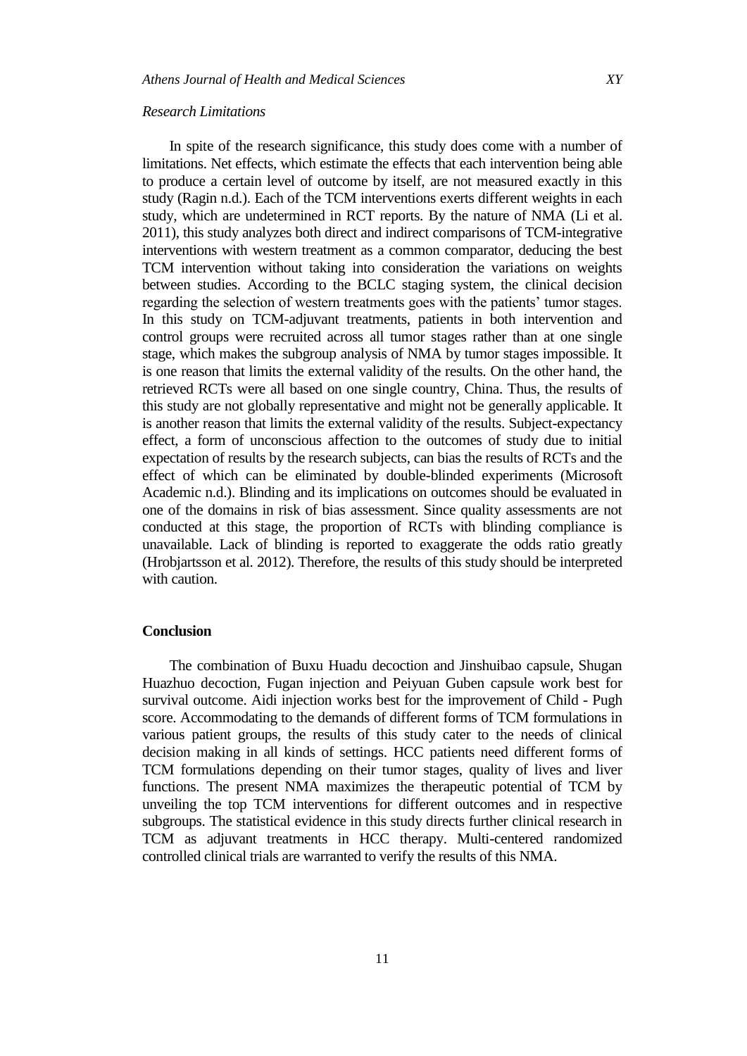*Research Limitations*

In spite of the research significance, this study does come with a number of limitations. Net effects, which estimate the effects that each intervention being able to produce a certain level of outcome by itself, are not measured exactly in this study (Ragin n.d.). Each of the TCM interventions exerts different weights in each study, which are undetermined in RCT reports. By the nature of NMA (Li et al. 2011), this study analyzes both direct and indirect comparisons of TCM-integrative interventions with western treatment as a common comparator, deducing the best TCM intervention without taking into consideration the variations on weights between studies. According to the BCLC staging system, the clinical decision regarding the selection of western treatments goes with the patients' tumor stages. In this study on TCM-adjuvant treatments, patients in both intervention and control groups were recruited across all tumor stages rather than at one single stage, which makes the subgroup analysis of NMA by tumor stages impossible. It is one reason that limits the external validity of the results. On the other hand, the retrieved RCTs were all based on one single country, China. Thus, the results of this study are not globally representative and might not be generally applicable. It is another reason that limits the external validity of the results. Subject-expectancy effect, a form of unconscious affection to the outcomes of study due to initial expectation of results by the research subjects, can bias the results of RCTs and the effect of which can be eliminated by double-blinded experiments (Microsoft Academic n.d.). Blinding and its implications on outcomes should be evaluated in one of the domains in risk of bias assessment. Since quality assessments are not conducted at this stage, the proportion of RCTs with blinding compliance is unavailable. Lack of blinding is reported to exaggerate the odds ratio greatly (Hrobjartsson et al. 2012). Therefore, the results of this study should be interpreted with caution.

## Conclusion

The combination of Buxu Huadu decoction and Jinshuibao capsule, Shugan Huazhuo decoction, Fugan injection and Peiyuan Guben capsule work best for survival outcome. Aidi injection works best for the improvement of Child - Pugh score. Accommodating to the demands of different forms of TCM formulations in various patient groups, the results of this study cater to the needs of clinical decision making in all kinds of settings. HCC patients need different forms of TCM formulations depending on their tumor stages, quality of lives and liver functions. The present NMA maximizes the therapeutic potential of TCM by unveiling the top TCM interventions for different outcomes and in respective subgroups. The statistical evidence in this study directs further clinical research in TCM as adjuvant treatments in HCC therapy. Multi-centered randomized controlled clinical trials are warranted to verify the results of this NMA.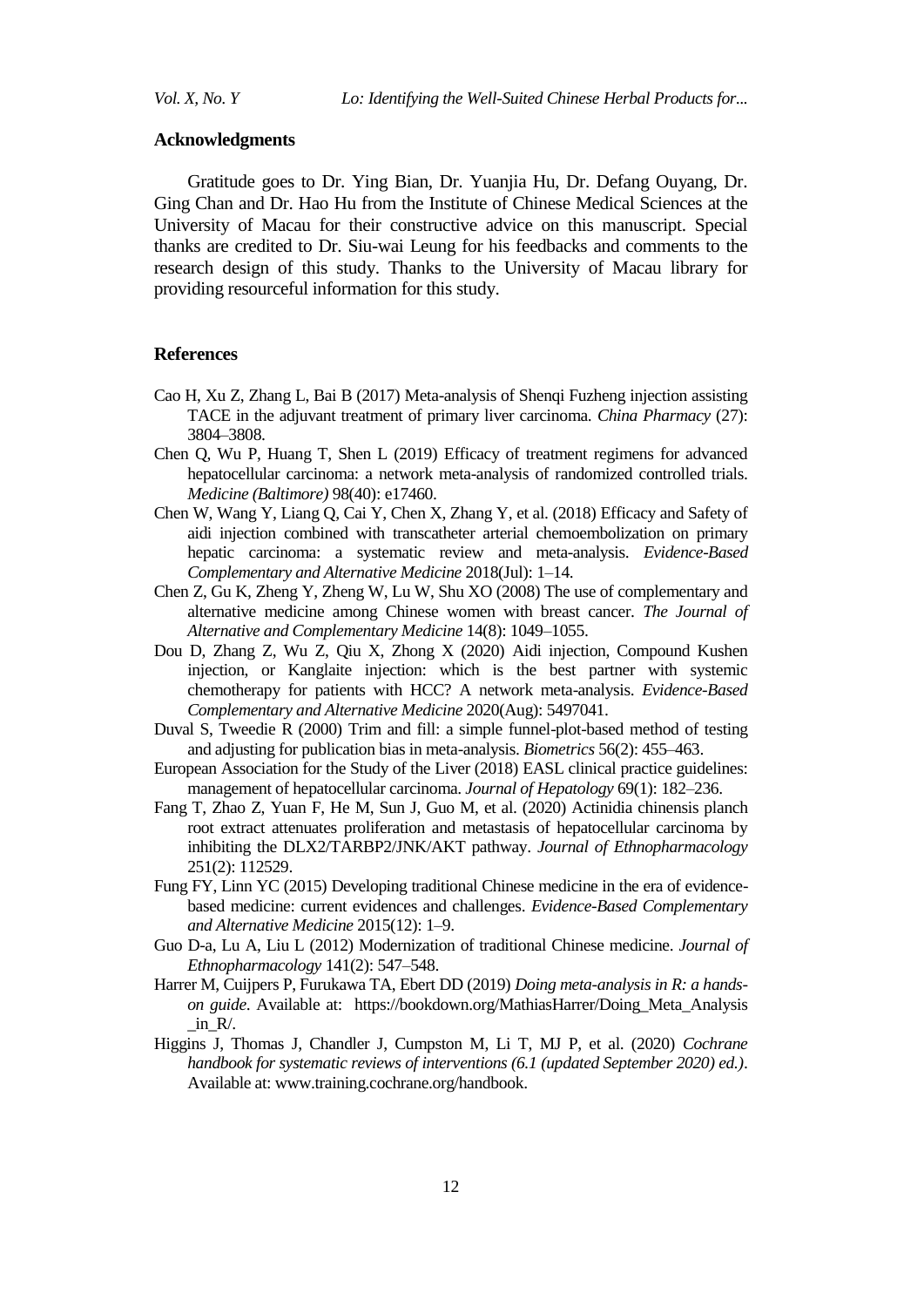## Acknowledgments

Gratitude goes to Dr. Ying Bian, Dr. Yuanjia Hu, Dr. Defang Ouyang, Dr. Ging Chan and Dr. Hao Hu from the Institute of Chinese Medical Sciences at the University of Macau for their constructive advice on this manuscript. Special thanks are credited to Dr. Siu-wai Leung for his feedbacks and comments to the research design of this study. Thanks to the University of Macau library for providing resourceful information for this study.

## References

Cao H, Xu Z, Zhang L, Bai B (2017) Meta-analysis of Shenqi Fuzheng injection assisting TACE in the adjuvant treatment of primary liver carcinoma. *China Pharmacy* (27): 3804–3808.

Chen Q, Wu P, Huang T, Shen L (2019) Efficacy of treatment regimens for advanced hepatocellular carcinoma: a network meta-analysis of randomized controlled trials. *Medicine (Baltimore)* 98(40): e17460.

Chen W, Wang Y, Liang Q, Cai Y, Chen X, Zhang Y, et al. (2018) Efficacy and Safety of aidi injection combined with transcatheter arterial chemoembolization on primary hepatic carcinoma: a systematic review and meta-analysis. *Evidence-Based Complementary and Alternative Medicine* 2018(Jul): 1–14.

Chen Z, Gu K, Zheng Y, Zheng W, Lu W, Shu XO (2008) The use of complementary and alternative medicine among Chinese women with breast cancer. *The Journal of Alternative and Complementary Medicine* 14(8): 1049–1055.

Dou D, Zhang Z, Wu Z, Qiu X, Zhong X (2020) Aidi injection, Compound Kushen injection, or Kanglaite injection: which is the best partner with systemic chemotherapy for patients with HCC? A network meta-analysis. *Evidence-Based Complementary and Alternative Medicine* 2020(Aug): 5497041.

Duval S, Tweedie R (2000) Trim and fill: a simple funnel-plot-based method of testing and adjusting for publication bias in meta-analysis. *Biometrics* 56(2): 455–463.

European Association for the Study of the Liver (2018) EASL clinical practice guidelines: management of hepatocellular carcinoma. *Journal of Hepatology* 69(1): 182–236.

Fang T, Zhao Z, Yuan F, He M, Sun J, Guo M, et al. (2020) Actinidia chinensis planch root extract attenuates proliferation and metastasis of hepatocellular carcinoma by inhibiting the DLX2/TARBP2/JNK/AKT pathway. *Journal of Ethnopharmacology* 251(2): 112529.

Fung FY, Linn YC (2015) Developing traditional Chinese medicine in the era of evidence-based medicine: current evidences and challenges. *Evidence-Based Complementary and Alternative Medicine* 2015(12): 1–9.

Guo D-a, Lu A, Liu L (2012) Modernization of traditional Chinese medicine. *Journal of Ethnopharmacology* 141(2): 547–548.

Harrer M, Cuijpers P, Furukawa TA, Ebert DD (2019) *Doing meta-analysis in R: a hands-on guide*. Available at: https://bookdown.org/MathiasHarrer/Doing_Meta_Analysis_in_R/.

Higgins J, Thomas J, Chandler J, Cumpston M, Li T, MJ P, et al. (2020) *Cochrane handbook for systematic reviews of interventions (6.1 (updated September 2020) ed.)*. Available at: www.training.cochrane.org/handbook.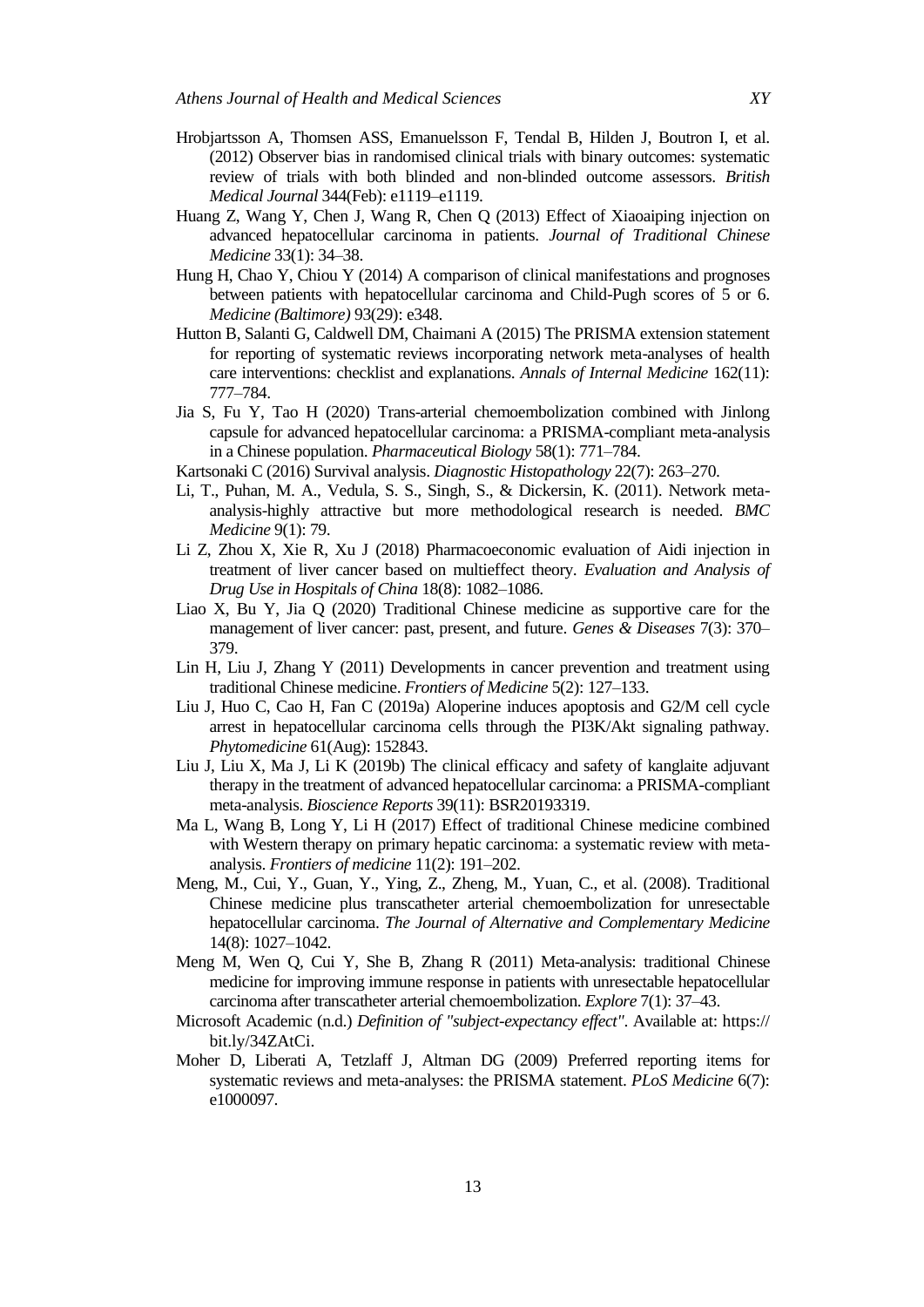Hrobjartsson A, Thomsen ASS, Emanuelsson F, Tendal B, Hilden J, Boutron I, et al. (2012) Observer bias in randomised clinical trials with binary outcomes: systematic review of trials with both blinded and non-blinded outcome assessors. *British Medical Journal* 344(Feb): e1119–e1119.

Huang Z, Wang Y, Chen J, Wang R, Chen Q (2013) Effect of Xiaoaiping injection on advanced hepatocellular carcinoma in patients. *Journal of Traditional Chinese Medicine* 33(1): 34–38.

Hung H, Chao Y, Chiou Y (2014) A comparison of clinical manifestations and prognoses between patients with hepatocellular carcinoma and Child-Pugh scores of 5 or 6. *Medicine (Baltimore)* 93(29): e348.

Hutton B, Salanti G, Caldwell DM, Chaimani A (2015) The PRISMA extension statement for reporting of systematic reviews incorporating network meta-analyses of health care interventions: checklist and explanations. *Annals of Internal Medicine* 162(11): 777–784.

Jia S, Fu Y, Tao H (2020) Trans-arterial chemoembolization combined with Jinlong capsule for advanced hepatocellular carcinoma: a PRISMA-compliant meta-analysis in a Chinese population. *Pharmaceutical Biology* 58(1): 771–784.

Kartsonaki C (2016) Survival analysis. *Diagnostic Histopathology* 22(7): 263–270.

Li, T., Puhan, M. A., Vedula, S. S., Singh, S., & Dickersin, K. (2011). Network meta-analysis-highly attractive but more methodological research is needed. *BMC Medicine* 9(1): 79.

Li Z, Zhou X, Xie R, Xu J (2018) Pharmacoeconomic evaluation of Aidi injection in treatment of liver cancer based on multieffect theory. *Evaluation and Analysis of Drug Use in Hospitals of China* 18(8): 1082–1086.

Liao X, Bu Y, Jia Q (2020) Traditional Chinese medicine as supportive care for the management of liver cancer: past, present, and future. *Genes & Diseases* 7(3): 370–379.

Lin H, Liu J, Zhang Y (2011) Developments in cancer prevention and treatment using traditional Chinese medicine. *Frontiers of Medicine* 5(2): 127–133.

Liu J, Huo C, Cao H, Fan C (2019a) Aloperine induces apoptosis and G2/M cell cycle arrest in hepatocellular carcinoma cells through the PI3K/Akt signaling pathway. *Phytomedicine* 61(Aug): 152843.

Liu J, Liu X, Ma J, Li K (2019b) The clinical efficacy and safety of kanglaite adjuvant therapy in the treatment of advanced hepatocellular carcinoma: a PRISMA-compliant meta-analysis. *Bioscience Reports* 39(11): BSR20193319.

Ma L, Wang B, Long Y, Li H (2017) Effect of traditional Chinese medicine combined with Western therapy on primary hepatic carcinoma: a systematic review with meta-analysis. *Frontiers of medicine* 11(2): 191–202.

Meng, M., Cui, Y., Guan, Y., Ying, Z., Zheng, M., Yuan, C., et al. (2008). Traditional Chinese medicine plus transcatheter arterial chemoembolization for unresectable hepatocellular carcinoma. *The Journal of Alternative and Complementary Medicine* 14(8): 1027–1042.

Meng M, Wen Q, Cui Y, She B, Zhang R (2011) Meta-analysis: traditional Chinese medicine for improving immune response in patients with unresectable hepatocellular carcinoma after transcatheter arterial chemoembolization. *Explore* 7(1): 37–43.

Microsoft Academic (n.d.) *Definition of "subject-expectancy effect"*. Available at: https://bit.ly/34ZAtCi.

Moher D, Liberati A, Tetzlaff J, Altman DG (2009) Preferred reporting items for systematic reviews and meta-analyses: the PRISMA statement. *PLoS Medicine* 6(7): e1000097.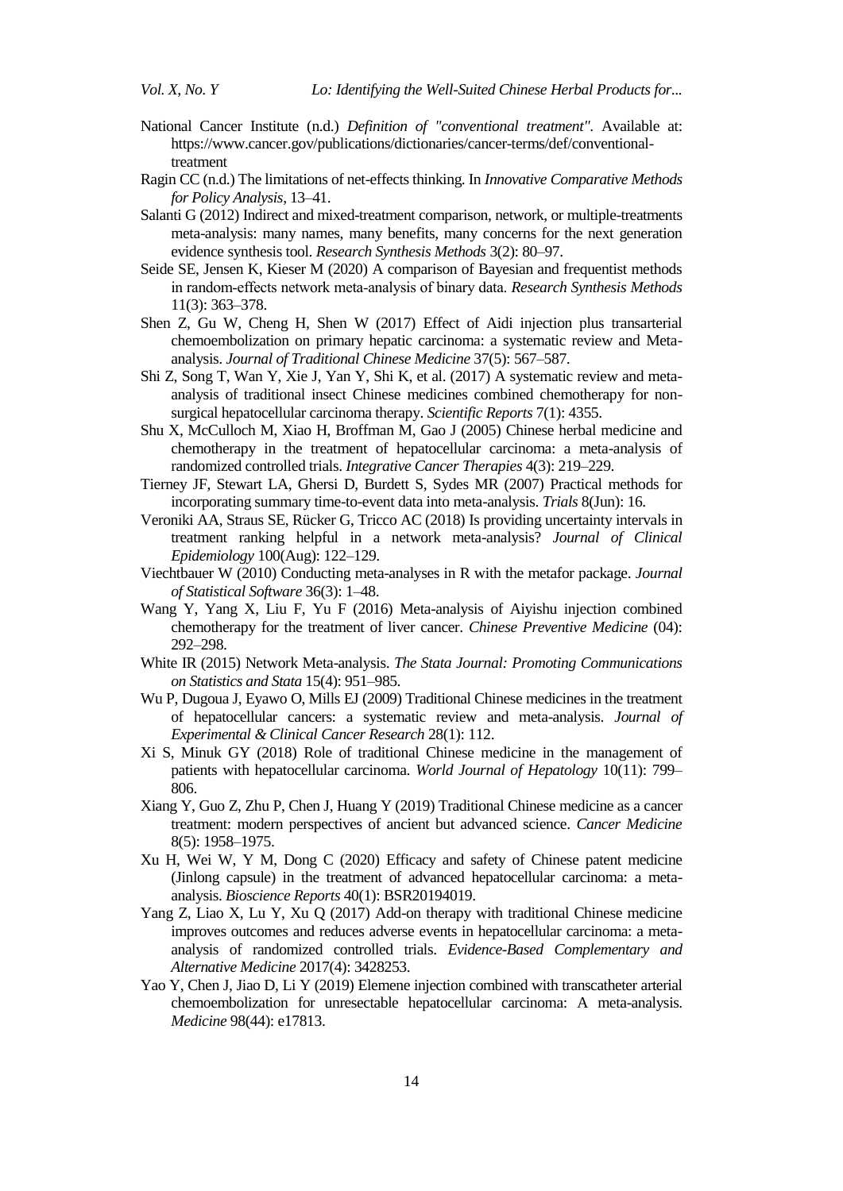National Cancer Institute (n.d.) *Definition of "conventional treatment"*. Available at: https://www.cancer.gov/publications/dictionaries/cancer-terms/def/conventional-treatment

Ragin CC (n.d.) The limitations of net-effects thinking. In *Innovative Comparative Methods for Policy Analysis*, 13–41.

Salanti G (2012) Indirect and mixed-treatment comparison, network, or multiple-treatments meta-analysis: many names, many benefits, many concerns for the next generation evidence synthesis tool. *Research Synthesis Methods* 3(2): 80–97.

Seide SE, Jensen K, Kieser M (2020) A comparison of Bayesian and frequentist methods in random-effects network meta-analysis of binary data. *Research Synthesis Methods* 11(3): 363–378.

Shen Z, Gu W, Cheng H, Shen W (2017) Effect of Aidi injection plus transarterial chemoembolization on primary hepatic carcinoma: a systematic review and Meta-analysis. *Journal of Traditional Chinese Medicine* 37(5): 567–587.

Shi Z, Song T, Wan Y, Xie J, Yan Y, Shi K, et al. (2017) A systematic review and meta-analysis of traditional insect Chinese medicines combined chemotherapy for non-surgical hepatocellular carcinoma therapy. *Scientific Reports* 7(1): 4355.

Shu X, McCulloch M, Xiao H, Broffman M, Gao J (2005) Chinese herbal medicine and chemotherapy in the treatment of hepatocellular carcinoma: a meta-analysis of randomized controlled trials. *Integrative Cancer Therapies* 4(3): 219–229.

Tierney JF, Stewart LA, Ghersi D, Burdett S, Sydes MR (2007) Practical methods for incorporating summary time-to-event data into meta-analysis. *Trials* 8(Jun): 16.

Veroniki AA, Straus SE, Rücker G, Tricco AC (2018) Is providing uncertainty intervals in treatment ranking helpful in a network meta-analysis? *Journal of Clinical Epidemiology* 100(Aug): 122–129.

Viechtbauer W (2010) Conducting meta-analyses in R with the metafor package. *Journal of Statistical Software* 36(3): 1–48.

Wang Y, Yang X, Liu F, Yu F (2016) Meta-analysis of Aiyishu injection combined chemotherapy for the treatment of liver cancer. *Chinese Preventive Medicine* (04): 292–298.

White IR (2015) Network Meta-analysis. *The Stata Journal: Promoting Communications on Statistics and Stata* 15(4): 951–985.

Wu P, Dugoua J, Eyawo O, Mills EJ (2009) Traditional Chinese medicines in the treatment of hepatocellular cancers: a systematic review and meta-analysis. *Journal of Experimental & Clinical Cancer Research* 28(1): 112.

Xi S, Minuk GY (2018) Role of traditional Chinese medicine in the management of patients with hepatocellular carcinoma. *World Journal of Hepatology* 10(11): 799–806.

Xiang Y, Guo Z, Zhu P, Chen J, Huang Y (2019) Traditional Chinese medicine as a cancer treatment: modern perspectives of ancient but advanced science. *Cancer Medicine* 8(5): 1958–1975.

Xu H, Wei W, Y M, Dong C (2020) Efficacy and safety of Chinese patent medicine (Jinlong capsule) in the treatment of advanced hepatocellular carcinoma: a meta-analysis. *Bioscience Reports* 40(1): BSR20194019.

Yang Z, Liao X, Lu Y, Xu Q (2017) Add-on therapy with traditional Chinese medicine improves outcomes and reduces adverse events in hepatocellular carcinoma: a meta-analysis of randomized controlled trials. *Evidence-Based Complementary and Alternative Medicine* 2017(4): 3428253.

Yao Y, Chen J, Jiao D, Li Y (2019) Elemene injection combined with transcatheter arterial chemoembolization for unresectable hepatocellular carcinoma: A meta-analysis. *Medicine* 98(44): e17813.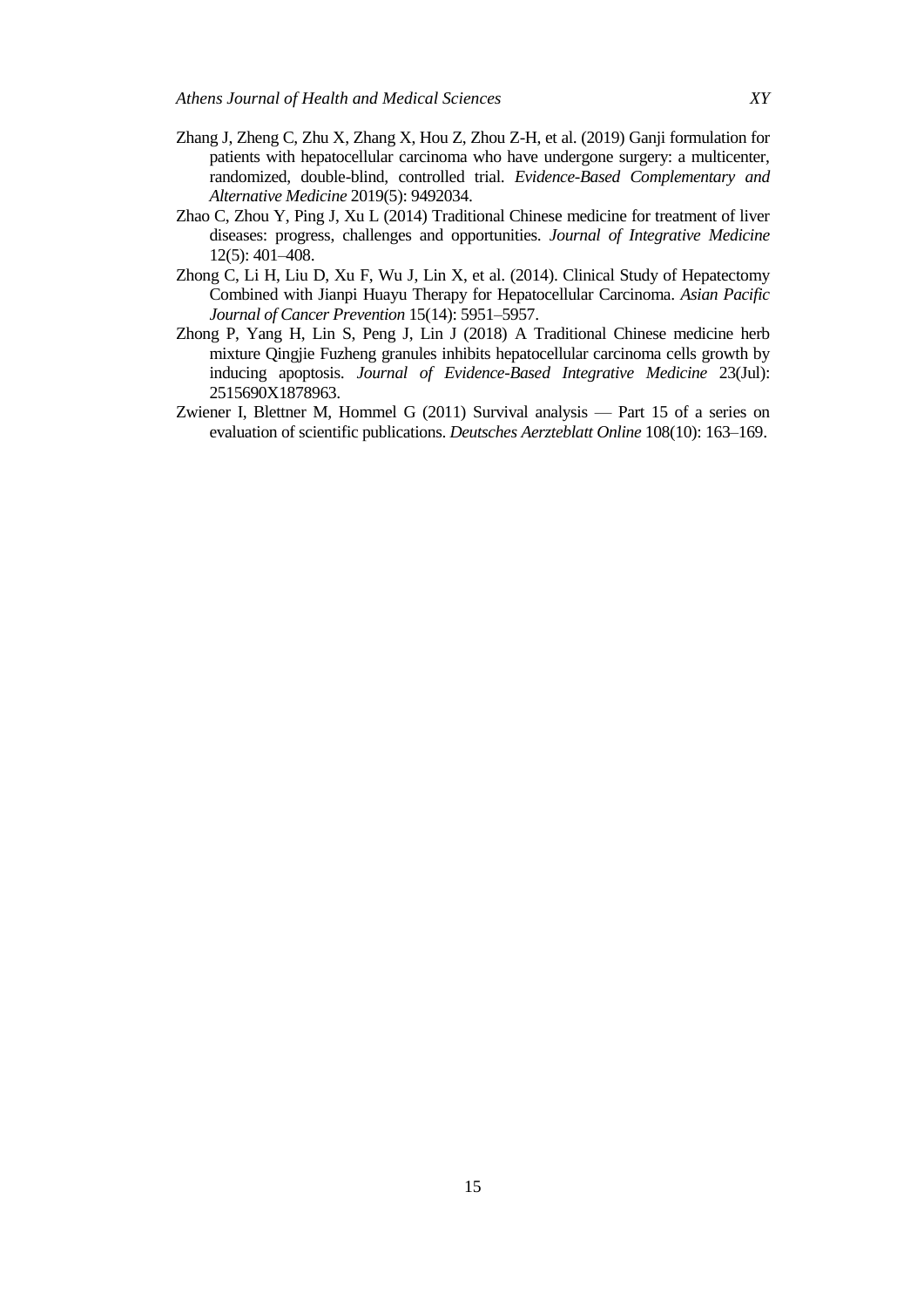Zhang J, Zheng C, Zhu X, Zhang X, Hou Z, Zhou Z-H, et al. (2019) Ganji formulation for patients with hepatocellular carcinoma who have undergone surgery: a multicenter, randomized, double-blind, controlled trial. *Evidence-Based Complementary and Alternative Medicine* 2019(5): 9492034.

Zhao C, Zhou Y, Ping J, Xu L (2014) Traditional Chinese medicine for treatment of liver diseases: progress, challenges and opportunities. *Journal of Integrative Medicine* 12(5): 401–408.

Zhong C, Li H, Liu D, Xu F, Wu J, Lin X, et al. (2014). Clinical Study of Hepatectomy Combined with Jianpi Huayu Therapy for Hepatocellular Carcinoma. *Asian Pacific Journal of Cancer Prevention* 15(14): 5951–5957.

Zhong P, Yang H, Lin S, Peng J, Lin J (2018) A Traditional Chinese medicine herb mixture Qingjie Fuzheng granules inhibits hepatocellular carcinoma cells growth by inducing apoptosis. *Journal of Evidence-Based Integrative Medicine* 23(Jul): 2515690X1878963.

Zwiener I, Blettner M, Hommel G (2011) Survival analysis — Part 15 of a series on evaluation of scientific publications. *Deutsches Aerzteblatt Online* 108(10): 163–169.